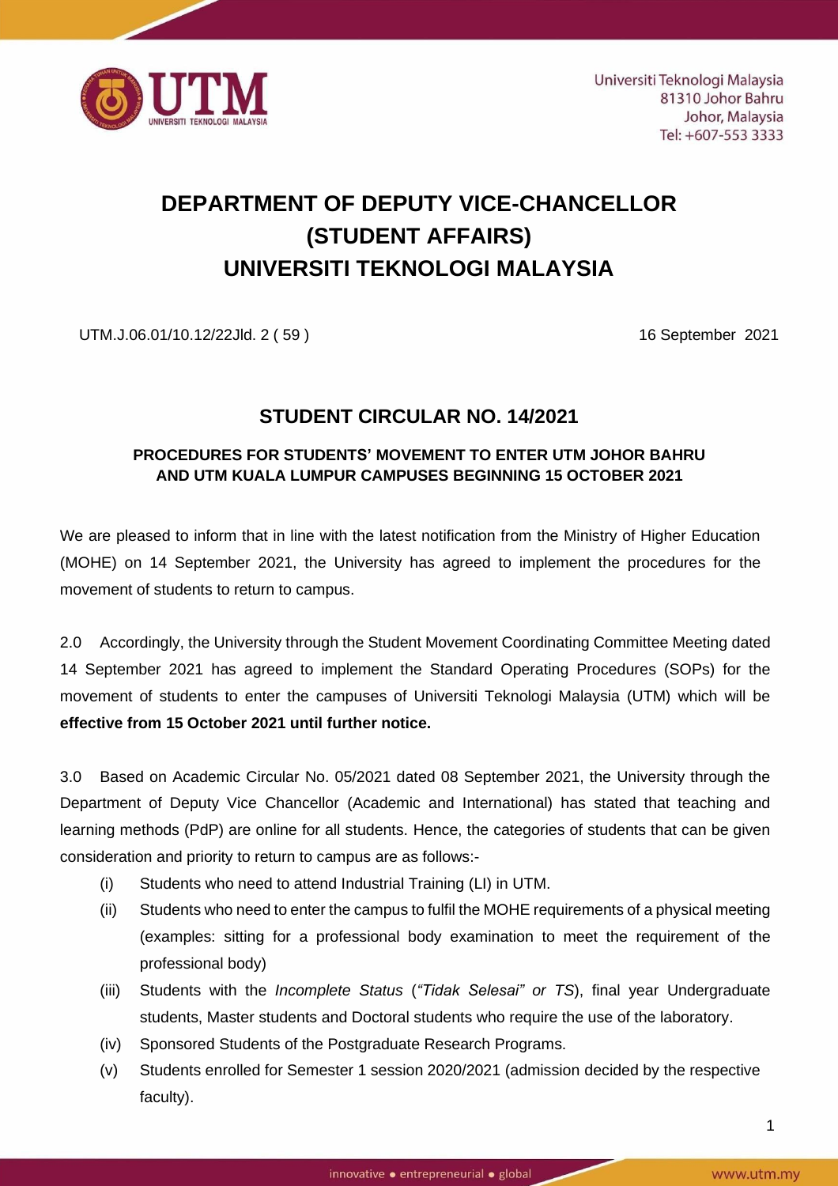Universiti Teknologi Malaysia
81310 Johor Bahru
Johor, Malaysia
Tel: +607-553 3333

# DEPARTMENT OF DEPUTY VICE-CHANCELLOR (STUDENT AFFAIRS) UNIVERSITI TEKNOLOGI MALAYSIA

UTM.J.06.01/10.12/22Jld. 2 ( 59 )

16 September 2021

## STUDENT CIRCULAR NO. 14/2021

### PROCEDURES FOR STUDENTS' MOVEMENT TO ENTER UTM JOHOR BAHRU AND UTM KUALA LUMPUR CAMPUSES BEGINNING 15 OCTOBER 2021

We are pleased to inform that in line with the latest notification from the Ministry of Higher Education (MOHE) on 14 September 2021, the University has agreed to implement the procedures for the movement of students to return to campus.

2.0 Accordingly, the University through the Student Movement Coordinating Committee Meeting dated 14 September 2021 has agreed to implement the Standard Operating Procedures (SOPs) for the movement of students to enter the campuses of Universiti Teknologi Malaysia (UTM) which will be **effective from 15 October 2021 until further notice.**

3.0 Based on Academic Circular No. 05/2021 dated 08 September 2021, the University through the Department of Deputy Vice Chancellor (Academic and International) has stated that teaching and learning methods (PdP) are online for all students. Hence, the categories of students that can be given consideration and priority to return to campus are as follows:-

(i) Students who need to attend Industrial Training (LI) in UTM.

(ii) Students who need to enter the campus to fulfil the MOHE requirements of a physical meeting (examples: sitting for a professional body examination to meet the requirement of the professional body)

(iii) Students with the *Incomplete Status* (*"Tidak Selesai" or TS*), final year Undergraduate students, Master students and Doctoral students who require the use of the laboratory.

(iv) Sponsored Students of the Postgraduate Research Programs.

(v) Students enrolled for Semester 1 session 2020/2021 (admission decided by the respective faculty).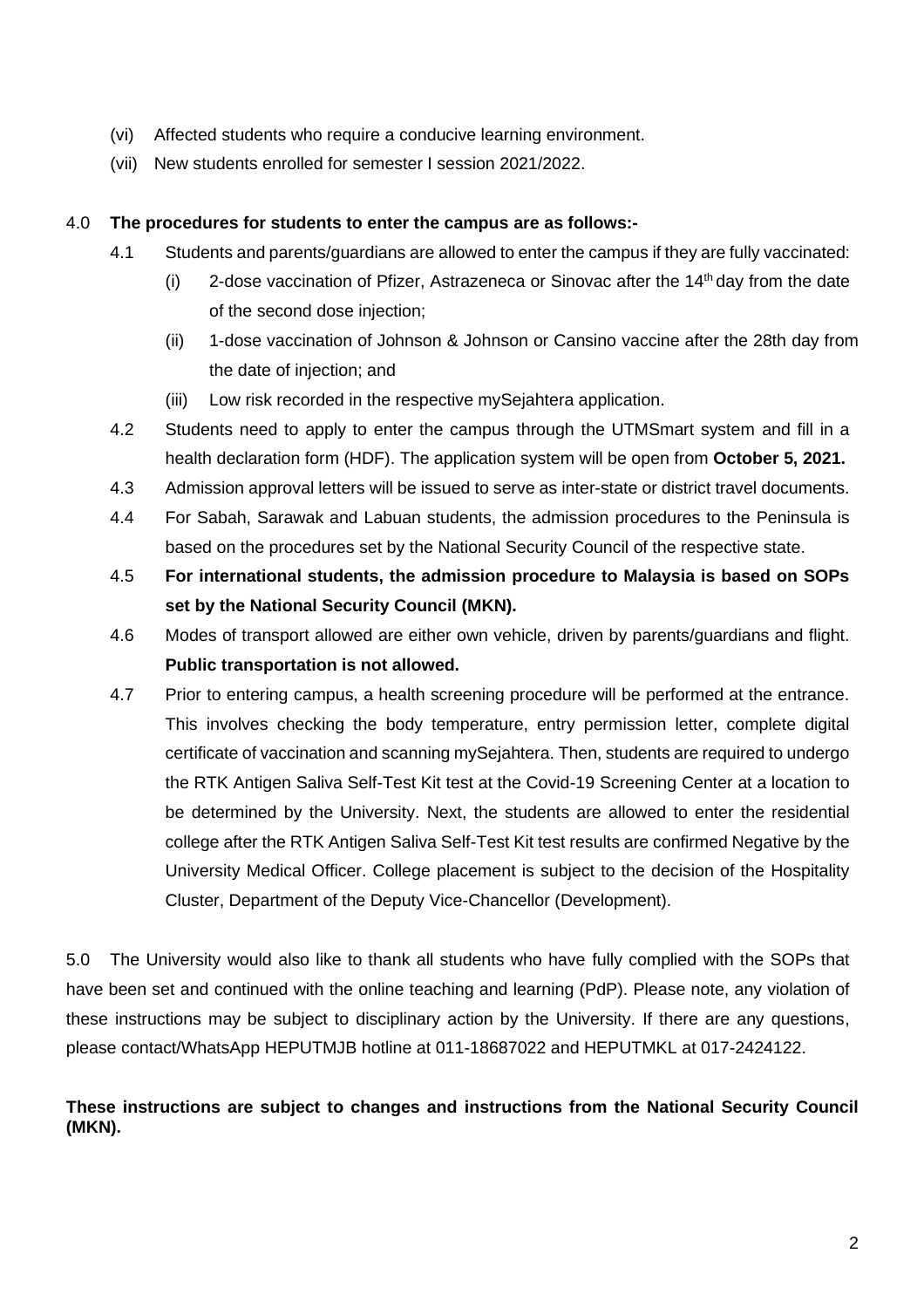(vi) Affected students who require a conducive learning environment.

(vii) New students enrolled for semester I session 2021/2022.

4.0 **The procedures for students to enter the campus are as follows:-**

4.1 Students and parents/guardians are allowed to enter the campus if they are fully vaccinated:

(i) 2-dose vaccination of Pfizer, Astrazeneca or Sinovac after the 14th day from the date of the second dose injection;

(ii) 1-dose vaccination of Johnson & Johnson or Cansino vaccine after the 28th day from the date of injection; and

(iii) Low risk recorded in the respective mySejahtera application.

4.2 Students need to apply to enter the campus through the UTMSmart system and fill in a health declaration form (HDF). The application system will be open from **October 5, 2021.**

4.3 Admission approval letters will be issued to serve as inter-state or district travel documents.

4.4 For Sabah, Sarawak and Labuan students, the admission procedures to the Peninsula is based on the procedures set by the National Security Council of the respective state.

4.5 **For international students, the admission procedure to Malaysia is based on SOPs set by the National Security Council (MKN).**

4.6 Modes of transport allowed are either own vehicle, driven by parents/guardians and flight. **Public transportation is not allowed.**

4.7 Prior to entering campus, a health screening procedure will be performed at the entrance. This involves checking the body temperature, entry permission letter, complete digital certificate of vaccination and scanning mySejahtera. Then, students are required to undergo the RTK Antigen Saliva Self-Test Kit test at the Covid-19 Screening Center at a location to be determined by the University. Next, the students are allowed to enter the residential college after the RTK Antigen Saliva Self-Test Kit test results are confirmed Negative by the University Medical Officer. College placement is subject to the decision of the Hospitality Cluster, Department of the Deputy Vice-Chancellor (Development).

5.0 The University would also like to thank all students who have fully complied with the SOPs that have been set and continued with the online teaching and learning (PdP). Please note, any violation of these instructions may be subject to disciplinary action by the University. If there are any questions, please contact/WhatsApp HEPUTMJB hotline at 011-18687022 and HEPUTMKL at 017-2424122.

**These instructions are subject to changes and instructions from the National Security Council (MKN).**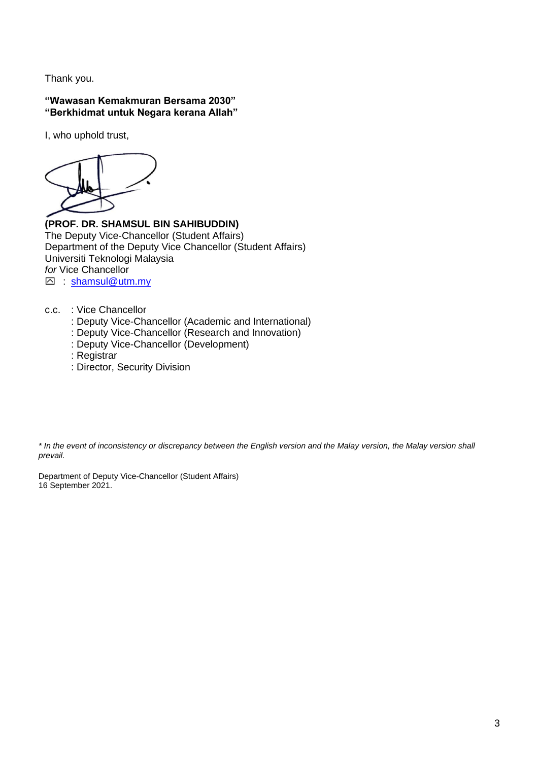Thank you.

**"Wawasan Kemakmuran Bersama 2030"**
**"Berkhidmat untuk Negara kerana Allah"**

I, who uphold trust,

**(PROF. DR. SHAMSUL BIN SAHIBUDDIN)**
The Deputy Vice-Chancellor (Student Affairs)
Department of the Deputy Vice Chancellor (Student Affairs)
Universiti Teknologi Malaysia
*for* Vice Chancellor
✉ : shamsul@utm.my

c.c. : Vice Chancellor
: Deputy Vice-Chancellor (Academic and International)
: Deputy Vice-Chancellor (Research and Innovation)
: Deputy Vice-Chancellor (Development)
: Registrar
: Director, Security Division

*\* In the event of inconsistency or discrepancy between the English version and the Malay version, the Malay version shall prevail.*

Department of Deputy Vice-Chancellor (Student Affairs)
16 September 2021.